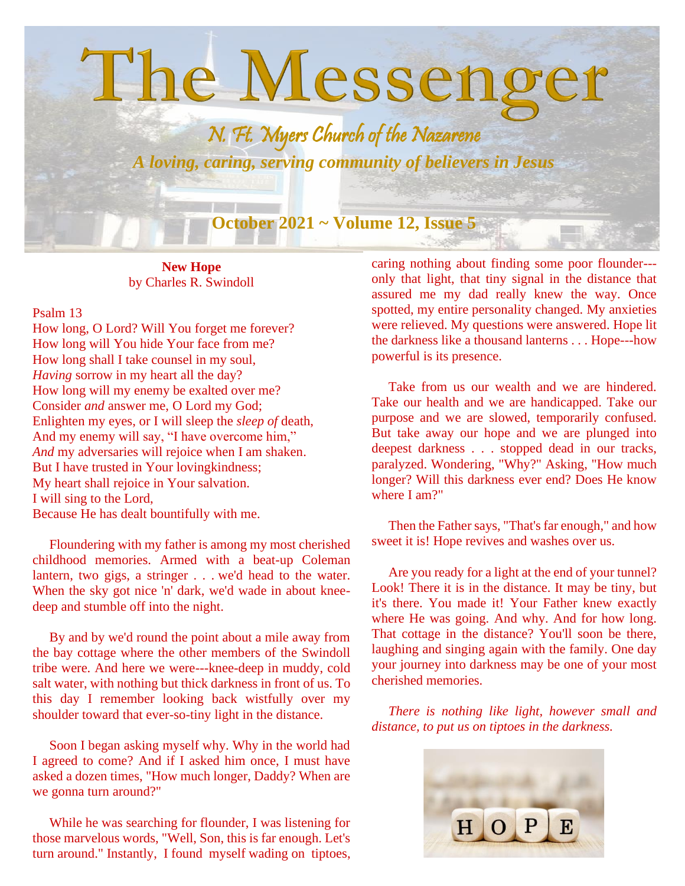# The Messenger

## N. Ft. Myers Church of the Nazarene

*A loving, caring, serving community of believers in Jesus*

**October 2021 ~ Volume 12, Issue 5**

**New Hope**
by Charles R. Swindoll

Psalm 13
How long, O Lord? Will You forget me forever?
How long will You hide Your face from me?
How long shall I take counsel in my soul,
*Having* sorrow in my heart all the day?
How long will my enemy be exalted over me?
Consider *and* answer me, O Lord my God;
Enlighten my eyes, or I will sleep the *sleep of* death,
And my enemy will say, "I have overcome him,"
*And* my adversaries will rejoice when I am shaken.
But I have trusted in Your lovingkindness;
My heart shall rejoice in Your salvation.
I will sing to the Lord,
Because He has dealt bountifully with me.

Floundering with my father is among my most cherished childhood memories. Armed with a beat-up Coleman lantern, two gigs, a stringer . . . we'd head to the water. When the sky got nice 'n' dark, we'd wade in about knee-deep and stumble off into the night.

By and by we'd round the point about a mile away from the bay cottage where the other members of the Swindoll tribe were. And here we were---knee-deep in muddy, cold salt water, with nothing but thick darkness in front of us. To this day I remember looking back wistfully over my shoulder toward that ever-so-tiny light in the distance.

Soon I began asking myself why. Why in the world had I agreed to come? And if I asked him once, I must have asked a dozen times, "How much longer, Daddy? When are we gonna turn around?"

While he was searching for flounder, I was listening for those marvelous words, "Well, Son, this is far enough. Let's turn around." Instantly, I found myself wading on tiptoes, caring nothing about finding some poor flounder---only that light, that tiny signal in the distance that assured me my dad really knew the way. Once spotted, my entire personality changed. My anxieties were relieved. My questions were answered. Hope lit the darkness like a thousand lanterns . . . Hope---how powerful is its presence.

Take from us our wealth and we are hindered. Take our health and we are handicapped. Take our purpose and we are slowed, temporarily confused. But take away our hope and we are plunged into deepest darkness . . . stopped dead in our tracks, paralyzed. Wondering, "Why?" Asking, "How much longer? Will this darkness ever end? Does He know where I am?"

Then the Father says, "That's far enough," and how sweet it is! Hope revives and washes over us.

Are you ready for a light at the end of your tunnel? Look! There it is in the distance. It may be tiny, but it's there. You made it! Your Father knew exactly where He was going. And why. And for how long. That cottage in the distance? You'll soon be there, laughing and singing again with the family. One day your journey into darkness may be one of your most cherished memories.

*There is nothing like light, however small and distance, to put us on tiptoes in the darkness.*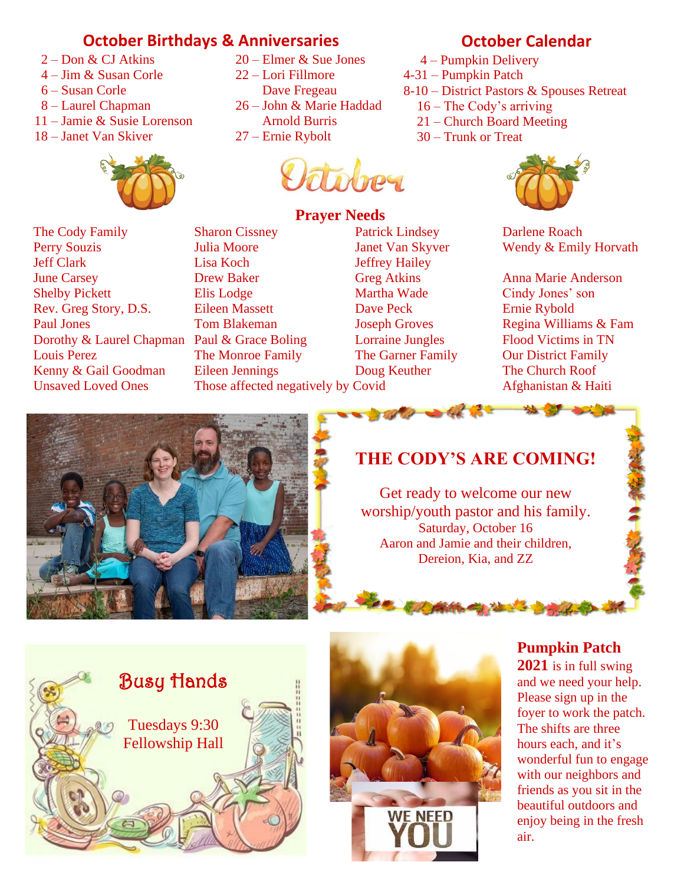## October Birthdays & Anniversaries

- 2 – Don & CJ Atkins
- 4 – Jim & Susan Corle
- 6 – Susan Corle
- 8 – Laurel Chapman
- 11 – Jamie & Susie Lorenson
- 18 – Janet Van Skiver
- 20 – Elmer & Sue Jones
- 22 – Lori Fillmore
  Dave Fregeau
- 26 – John & Marie Haddad
  Arnold Burris
- 27 – Ernie Rybolt

## October Calendar

- 4 – Pumpkin Delivery
- 4-31 – Pumpkin Patch
- 8-10 – District Pastors & Spouses Retreat
- 16 – The Cody's arriving
- 21 – Church Board Meeting
- 30 – Trunk or Treat

October

## Prayer Needs

The Cody Family
Perry Souzis
Jeff Clark
June Carsey
Shelby Pickett
Rev. Greg Story, D.S.
Paul Jones
Dorothy & Laurel Chapman
Louis Perez
Kenny & Gail Goodman
Unsaved Loved Ones

Sharon Cissney
Julia Moore
Lisa Koch
Drew Baker
Elis Lodge
Eileen Massett
Tom Blakeman
Paul & Grace Boling
The Monroe Family
Eileen Jennings
Those affected negatively by Covid

Patrick Lindsey
Janet Van Skyver
Jeffrey Hailey
Greg Atkins
Martha Wade
Dave Peck
Joseph Groves
Lorraine Jungles
The Garner Family
Doug Keuther

Darlene Roach
Wendy & Emily Horvath

Anna Marie Anderson
Cindy Jones' son
Ernie Rybold
Regina Williams & Fam
Flood Victims in TN
Our District Family
The Church Roof
Afghanistan & Haiti

## THE CODY'S ARE COMING!

Get ready to welcome our new worship/youth pastor and his family.
Saturday, October 16
Aaron and Jamie and their children,
Dereion, Kia, and ZZ

## Busy Hands

Tuesdays 9:30
Fellowship Hall

WE NEED YOU

## Pumpkin Patch

**2021** is in full swing and we need your help. Please sign up in the foyer to work the patch. The shifts are three hours each, and it's wonderful fun to engage with our neighbors and friends as you sit in the beautiful outdoors and enjoy being in the fresh air.